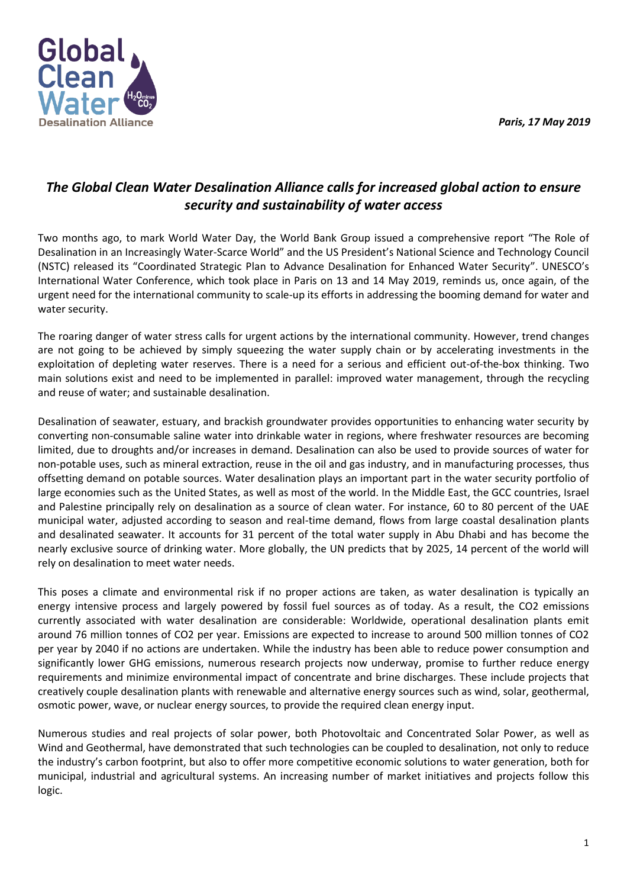*Paris, 17 May 2019*

# *The Global Clean Water Desalination Alliance calls for increased global action to ensure security and sustainability of water access*

Two months ago, to mark World Water Day, the World Bank Group issued a comprehensive report "The Role of Desalination in an Increasingly Water-Scarce World" and the US President's National Science and Technology Council (NSTC) released its "Coordinated Strategic Plan to Advance Desalination for Enhanced Water Security". UNESCO's International Water Conference, which took place in Paris on 13 and 14 May 2019, reminds us, once again, of the urgent need for the international community to scale-up its efforts in addressing the booming demand for water and water security.

The roaring danger of water stress calls for urgent actions by the international community. However, trend changes are not going to be achieved by simply squeezing the water supply chain or by accelerating investments in the exploitation of depleting water reserves. There is a need for a serious and efficient out-of-the-box thinking. Two main solutions exist and need to be implemented in parallel: improved water management, through the recycling and reuse of water; and sustainable desalination.

Desalination of seawater, estuary, and brackish groundwater provides opportunities to enhancing water security by converting non-consumable saline water into drinkable water in regions, where freshwater resources are becoming limited, due to droughts and/or increases in demand. Desalination can also be used to provide sources of water for non-potable uses, such as mineral extraction, reuse in the oil and gas industry, and in manufacturing processes, thus offsetting demand on potable sources. Water desalination plays an important part in the water security portfolio of large economies such as the United States, as well as most of the world. In the Middle East, the GCC countries, Israel and Palestine principally rely on desalination as a source of clean water. For instance, 60 to 80 percent of the UAE municipal water, adjusted according to season and real-time demand, flows from large coastal desalination plants and desalinated seawater. It accounts for 31 percent of the total water supply in Abu Dhabi and has become the nearly exclusive source of drinking water. More globally, the UN predicts that by 2025, 14 percent of the world will rely on desalination to meet water needs.

This poses a climate and environmental risk if no proper actions are taken, as water desalination is typically an energy intensive process and largely powered by fossil fuel sources as of today. As a result, the $CO_2$ emissions currently associated with water desalination are considerable: Worldwide, operational desalination plants emit around 76 million tonnes of $CO_2$ per year. Emissions are expected to increase to around 500 million tonnes of $CO_2$ per year by 2040 if no actions are undertaken. While the industry has been able to reduce power consumption and significantly lower GHG emissions, numerous research projects now underway, promise to further reduce energy requirements and minimize environmental impact of concentrate and brine discharges. These include projects that creatively couple desalination plants with renewable and alternative energy sources such as wind, solar, geothermal, osmotic power, wave, or nuclear energy sources, to provide the required clean energy input.

Numerous studies and real projects of solar power, both Photovoltaic and Concentrated Solar Power, as well as Wind and Geothermal, have demonstrated that such technologies can be coupled to desalination, not only to reduce the industry's carbon footprint, but also to offer more competitive economic solutions to water generation, both for municipal, industrial and agricultural systems. An increasing number of market initiatives and projects follow this logic.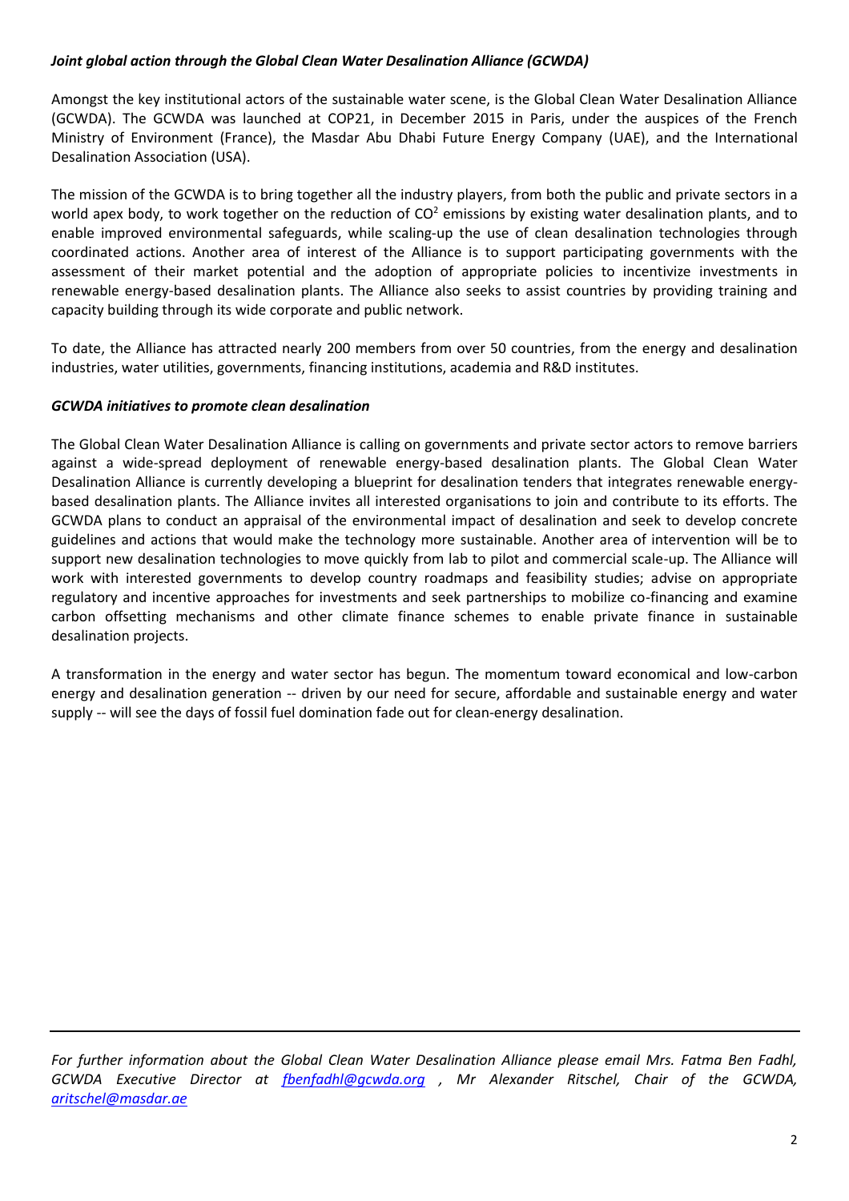***Joint global action through the Global Clean Water Desalination Alliance (GCWDA)***

Amongst the key institutional actors of the sustainable water scene, is the Global Clean Water Desalination Alliance (GCWDA). The GCWDA was launched at COP21, in December 2015 in Paris, under the auspices of the French Ministry of Environment (France), the Masdar Abu Dhabi Future Energy Company (UAE), and the International Desalination Association (USA).

The mission of the GCWDA is to bring together all the industry players, from both the public and private sectors in a world apex body, to work together on the reduction of $CO^2$ emissions by existing water desalination plants, and to enable improved environmental safeguards, while scaling-up the use of clean desalination technologies through coordinated actions. Another area of interest of the Alliance is to support participating governments with the assessment of their market potential and the adoption of appropriate policies to incentivize investments in renewable energy-based desalination plants. The Alliance also seeks to assist countries by providing training and capacity building through its wide corporate and public network.

To date, the Alliance has attracted nearly 200 members from over 50 countries, from the energy and desalination industries, water utilities, governments, financing institutions, academia and R&D institutes.

***GCWDA initiatives to promote clean desalination***

The Global Clean Water Desalination Alliance is calling on governments and private sector actors to remove barriers against a wide-spread deployment of renewable energy-based desalination plants. The Global Clean Water Desalination Alliance is currently developing a blueprint for desalination tenders that integrates renewable energy-based desalination plants. The Alliance invites all interested organisations to join and contribute to its efforts. The GCWDA plans to conduct an appraisal of the environmental impact of desalination and seek to develop concrete guidelines and actions that would make the technology more sustainable. Another area of intervention will be to support new desalination technologies to move quickly from lab to pilot and commercial scale-up. The Alliance will work with interested governments to develop country roadmaps and feasibility studies; advise on appropriate regulatory and incentive approaches for investments and seek partnerships to mobilize co-financing and examine carbon offsetting mechanisms and other climate finance schemes to enable private finance in sustainable desalination projects.

A transformation in the energy and water sector has begun. The momentum toward economical and low-carbon energy and desalination generation -- driven by our need for secure, affordable and sustainable energy and water supply -- will see the days of fossil fuel domination fade out for clean-energy desalination.

---

*For further information about the Global Clean Water Desalination Alliance please email Mrs. Fatma Ben Fadhl, GCWDA Executive Director at fbenfadhl@gcwda.org , Mr Alexander Ritschel, Chair of the GCWDA, aritschel@masdar.ae*